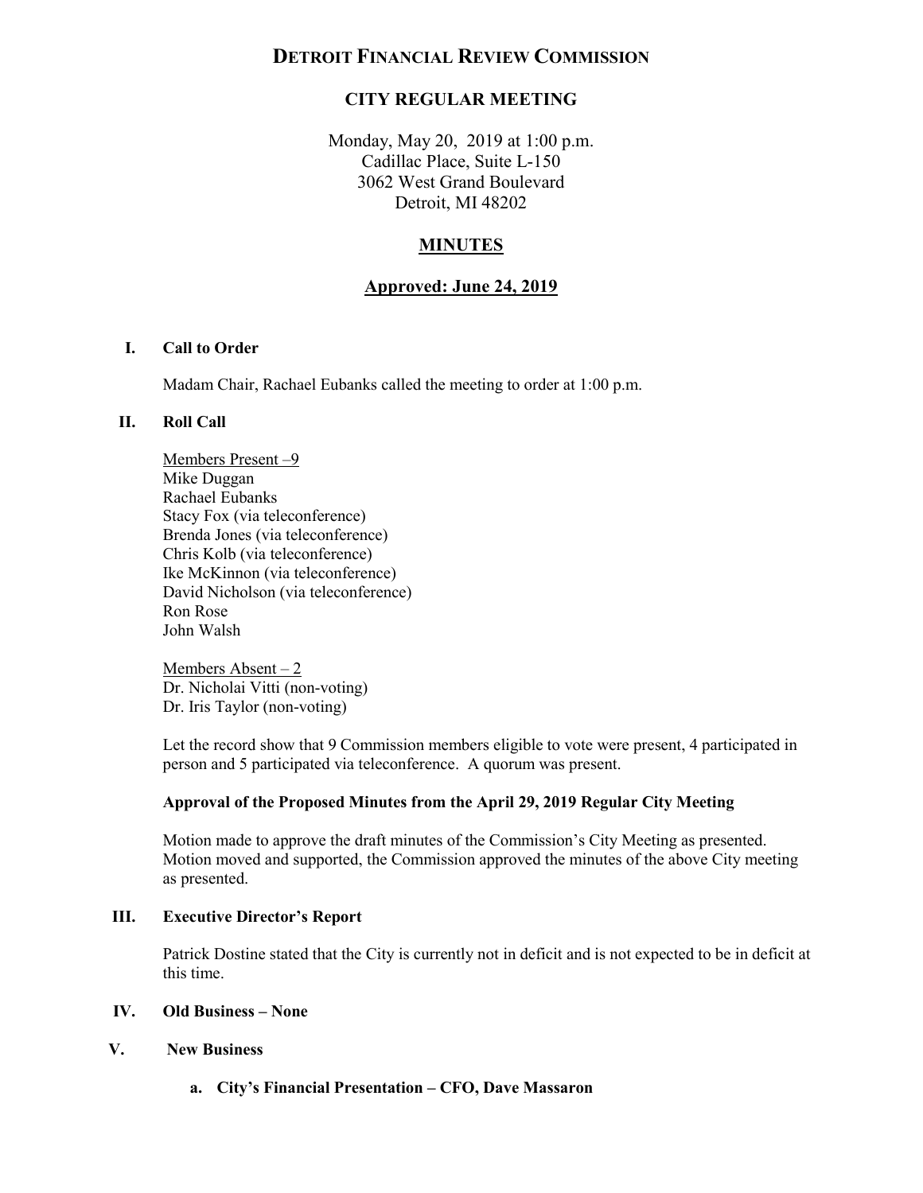# DETROIT FINANCIAL REVIEW COMMISSION

## CITY REGULAR MEETING

Monday, May 20, 2019 at 1:00 p.m.
Cadillac Place, Suite L-150
3062 West Grand Boulevard
Detroit, MI 48202

## MINUTES

## Approved: June 24, 2019

### I. Call to Order

Madam Chair, Rachael Eubanks called the meeting to order at 1:00 p.m.

### II. Roll Call

Members Present –9
Mike Duggan
Rachael Eubanks
Stacy Fox (via teleconference)
Brenda Jones (via teleconference)
Chris Kolb (via teleconference)
Ike McKinnon (via teleconference)
David Nicholson (via teleconference)
Ron Rose
John Walsh

Members Absent – 2
Dr. Nicholai Vitti (non-voting)
Dr. Iris Taylor (non-voting)

Let the record show that 9 Commission members eligible to vote were present, 4 participated in person and 5 participated via teleconference. A quorum was present.

**Approval of the Proposed Minutes from the April 29, 2019 Regular City Meeting**

Motion made to approve the draft minutes of the Commission's City Meeting as presented. Motion moved and supported, the Commission approved the minutes of the above City meeting as presented.

### III. Executive Director's Report

Patrick Dostine stated that the City is currently not in deficit and is not expected to be in deficit at this time.

### IV. Old Business – None

### V. New Business

**a. City's Financial Presentation – CFO, Dave Massaron**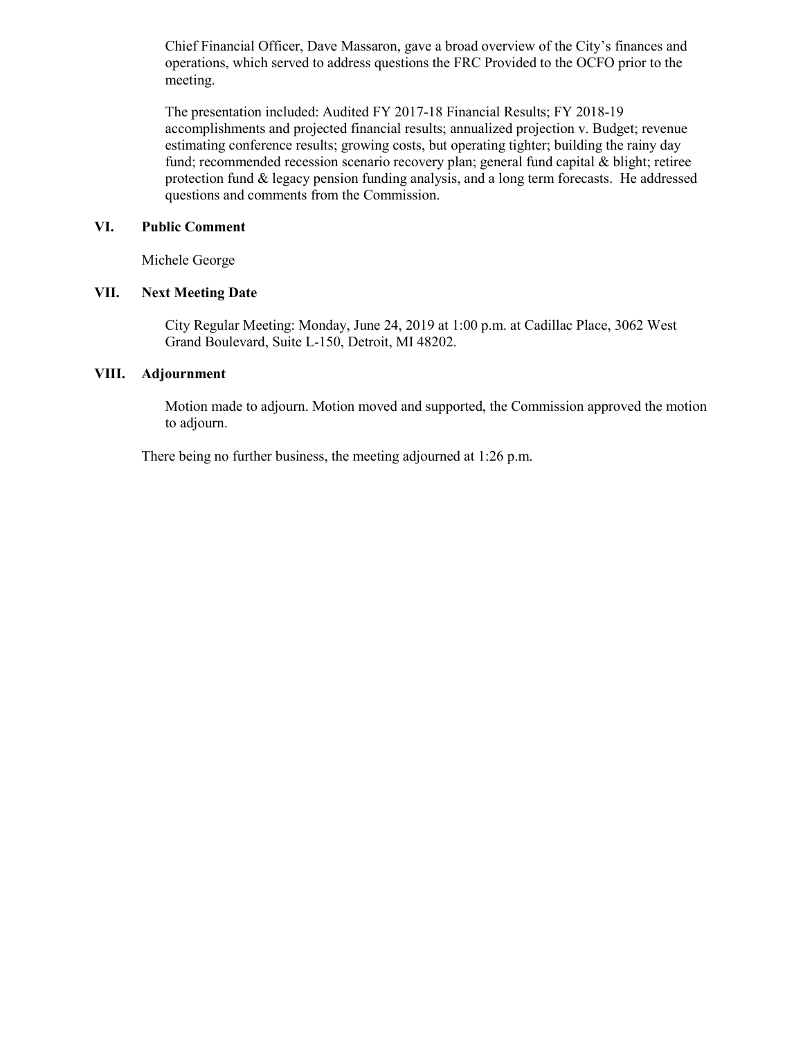Chief Financial Officer, Dave Massaron, gave a broad overview of the City's finances and operations, which served to address questions the FRC Provided to the OCFO prior to the meeting.

The presentation included: Audited FY 2017-18 Financial Results; FY 2018-19 accomplishments and projected financial results; annualized projection v. Budget; revenue estimating conference results; growing costs, but operating tighter; building the rainy day fund; recommended recession scenario recovery plan; general fund capital & blight; retiree protection fund & legacy pension funding analysis, and a long term forecasts. He addressed questions and comments from the Commission.

## VI. Public Comment

Michele George

## VII. Next Meeting Date

City Regular Meeting: Monday, June 24, 2019 at 1:00 p.m. at Cadillac Place, 3062 West Grand Boulevard, Suite L-150, Detroit, MI 48202.

## VIII. Adjournment

Motion made to adjourn. Motion moved and supported, the Commission approved the motion to adjourn.

There being no further business, the meeting adjourned at 1:26 p.m.